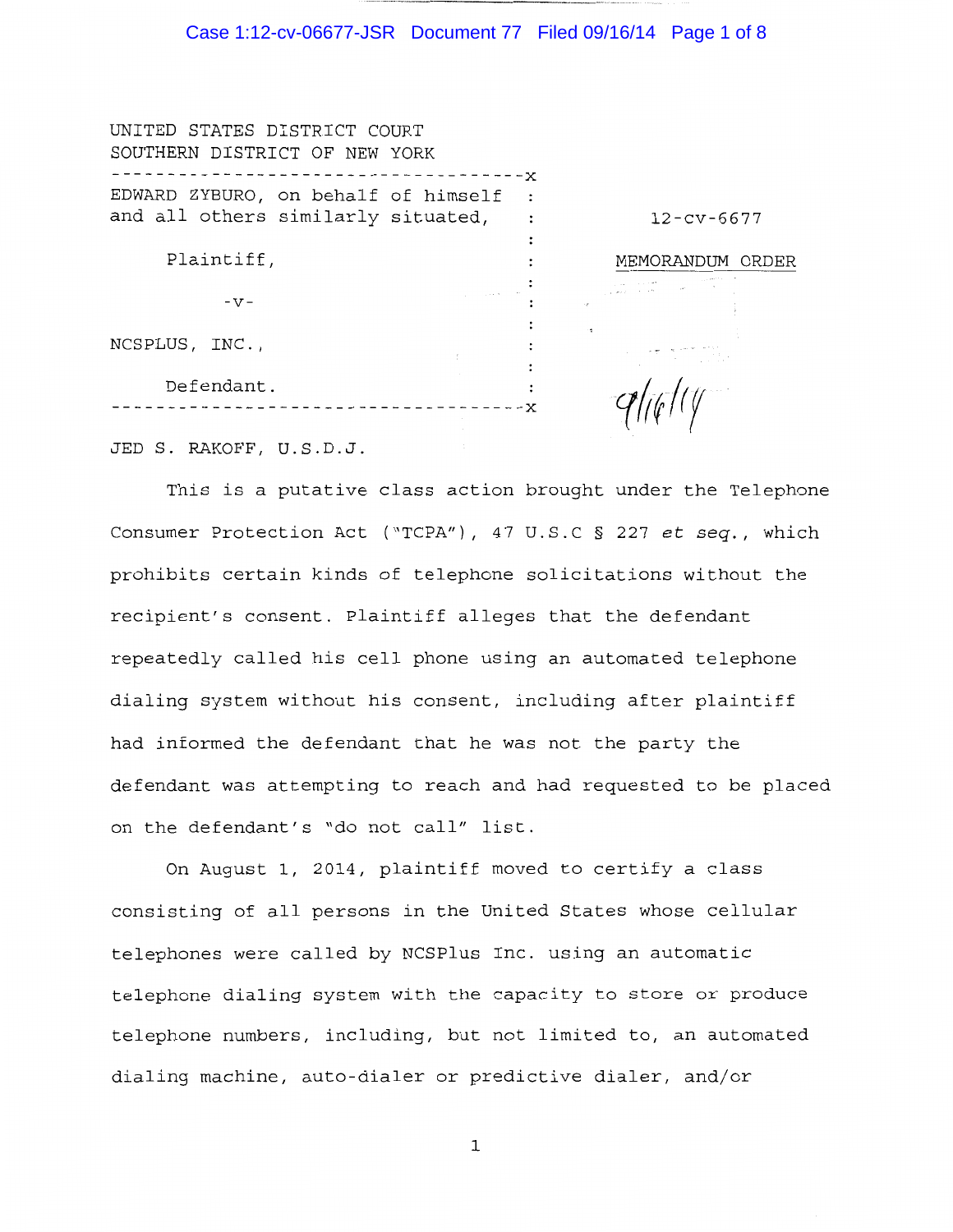UNITED STATES DISTRICT COURT
SOUTHERN DISTRICT OF NEW YORK

---

EDWARD ZYBURO, on behalf of himself and all others similarly situated,

Plaintiff,

-v-

NCSPLUS, INC.,

Defendant.

---

12-cv-6677

MEMORANDUM ORDER

9/16/14

JED S. RAKOFF, U.S.D.J.

This is a putative class action brought under the Telephone Consumer Protection Act ("TCPA"), 47 U.S.C § 227 *et seq.*, which prohibits certain kinds of telephone solicitations without the recipient's consent. Plaintiff alleges that the defendant repeatedly called his cell phone using an automated telephone dialing system without his consent, including after plaintiff had informed the defendant that he was not the party the defendant was attempting to reach and had requested to be placed on the defendant's "do not call" list.

On August 1, 2014, plaintiff moved to certify a class consisting of all persons in the United States whose cellular telephones were called by NCSPlus Inc. using an automatic telephone dialing system with the capacity to store or produce telephone numbers, including, but not limited to, an automated dialing machine, auto-dialer or predictive dialer, and/or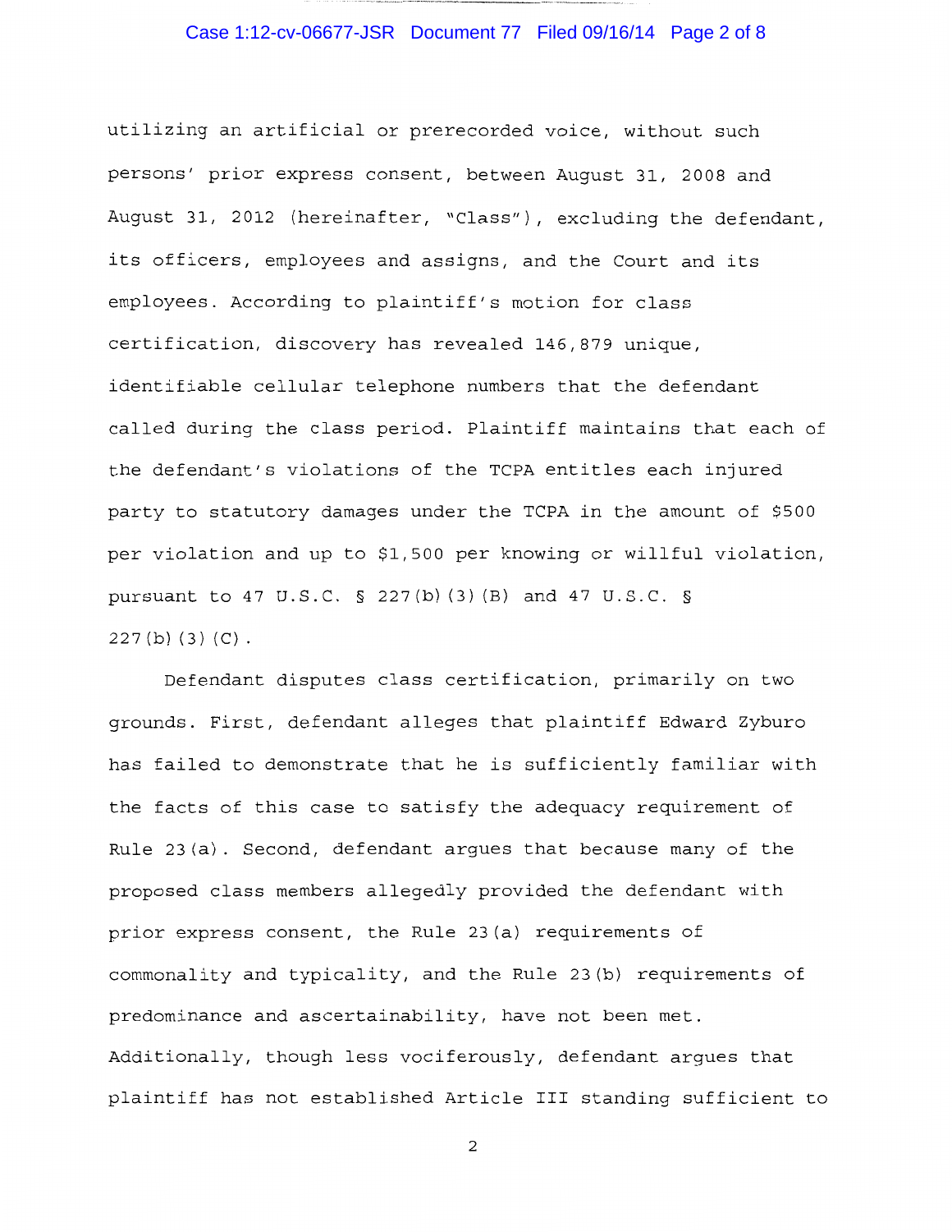utilizing an artificial or prerecorded voice, without such persons' prior express consent, between August 31, 2008 and August 31, 2012 (hereinafter, "Class"), excluding the defendant, its officers, employees and assigns, and the Court and its employees. According to plaintiff's motion for class certification, discovery has revealed 146,879 unique, identifiable cellular telephone numbers that the defendant called during the class period. Plaintiff maintains that each of the defendant's violations of the TCPA entitles each injured party to statutory damages under the TCPA in the amount of $500 per violation and up to $1,500 per knowing or willful violation, pursuant to 47 U.S.C. § 227(b)(3)(B) and 47 U.S.C. § 227(b)(3)(C).

Defendant disputes class certification, primarily on two grounds. First, defendant alleges that plaintiff Edward Zyburo has failed to demonstrate that he is sufficiently familiar with the facts of this case to satisfy the adequacy requirement of Rule 23(a). Second, defendant argues that because many of the proposed class members allegedly provided the defendant with prior express consent, the Rule 23(a) requirements of commonality and typicality, and the Rule 23(b) requirements of predominance and ascertainability, have not been met. Additionally, though less vociferously, defendant argues that plaintiff has not established Article III standing sufficient to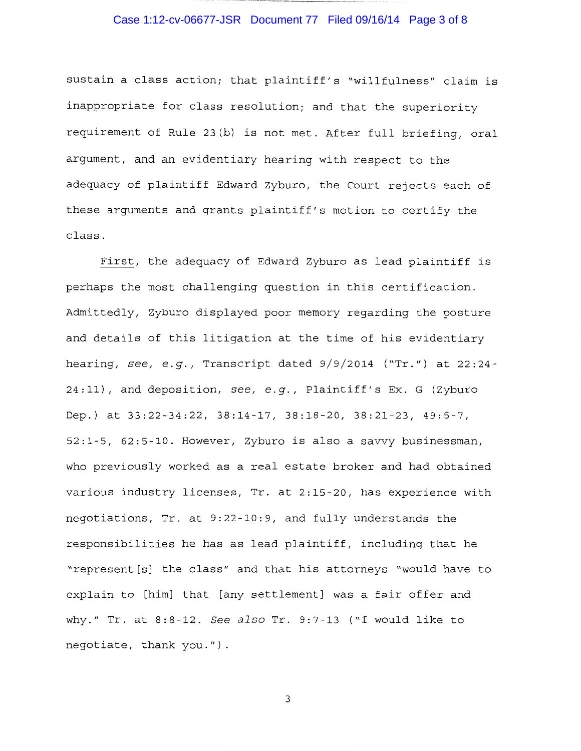sustain a class action; that plaintiff's "willfulness" claim is inappropriate for class resolution; and that the superiority requirement of Rule 23(b) is not met. After full briefing, oral argument, and an evidentiary hearing with respect to the adequacy of plaintiff Edward Zyburo, the Court rejects each of these arguments and grants plaintiff's motion to certify the class.

First, the adequacy of Edward Zyburo as lead plaintiff is perhaps the most challenging question in this certification. Admittedly, Zyburo displayed poor memory regarding the posture and details of this litigation at the time of his evidentiary hearing, *see, e.g.*, Transcript dated 9/9/2014 ("Tr.") at 22:24-24:11), and deposition, *see, e.g.*, Plaintiff's Ex. G (Zyburo Dep.) at 33:22-34:22, 38:14-17, 38:18-20, 38:21-23, 49:5-7, 52:1-5, 62:5-10. However, Zyburo is also a savvy businessman, who previously worked as a real estate broker and had obtained various industry licenses, Tr. at 2:15-20, has experience with negotiations, Tr. at 9:22-10:9, and fully understands the responsibilities he has as lead plaintiff, including that he "represent[s] the class" and that his attorneys "would have to explain to [him] that [any settlement] was a fair offer and why." Tr. at 8:8-12. *See also* Tr. 9:7-13 ("I would like to negotiate, thank you.").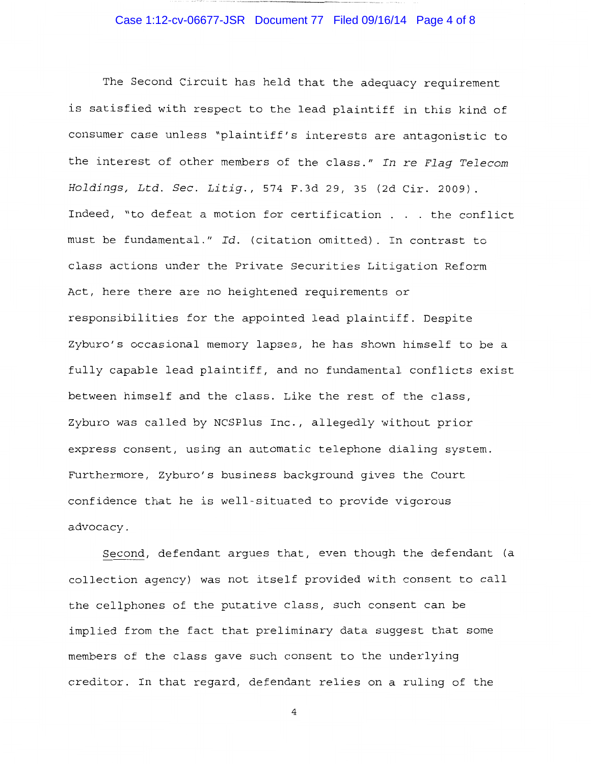The Second Circuit has held that the adequacy requirement is satisfied with respect to the lead plaintiff in this kind of consumer case unless "plaintiff's interests are antagonistic to the interest of other members of the class." *In re Flag Telecom Holdings, Ltd. Sec. Litig.*, 574 F.3d 29, 35 (2d Cir. 2009). Indeed, "to defeat a motion for certification . . . the conflict must be fundamental." *Id.* (citation omitted). In contrast to class actions under the Private Securities Litigation Reform Act, here there are no heightened requirements or responsibilities for the appointed lead plaintiff. Despite Zyburo's occasional memory lapses, he has shown himself to be a fully capable lead plaintiff, and no fundamental conflicts exist between himself and the class. Like the rest of the class, Zyburo was called by NCSPlus Inc., allegedly without prior express consent, using an automatic telephone dialing system. Furthermore, Zyburo's business background gives the Court confidence that he is well-situated to provide vigorous advocacy.

Second, defendant argues that, even though the defendant (a collection agency) was not itself provided with consent to call the cellphones of the putative class, such consent can be implied from the fact that preliminary data suggest that some members of the class gave such consent to the underlying creditor. In that regard, defendant relies on a ruling of the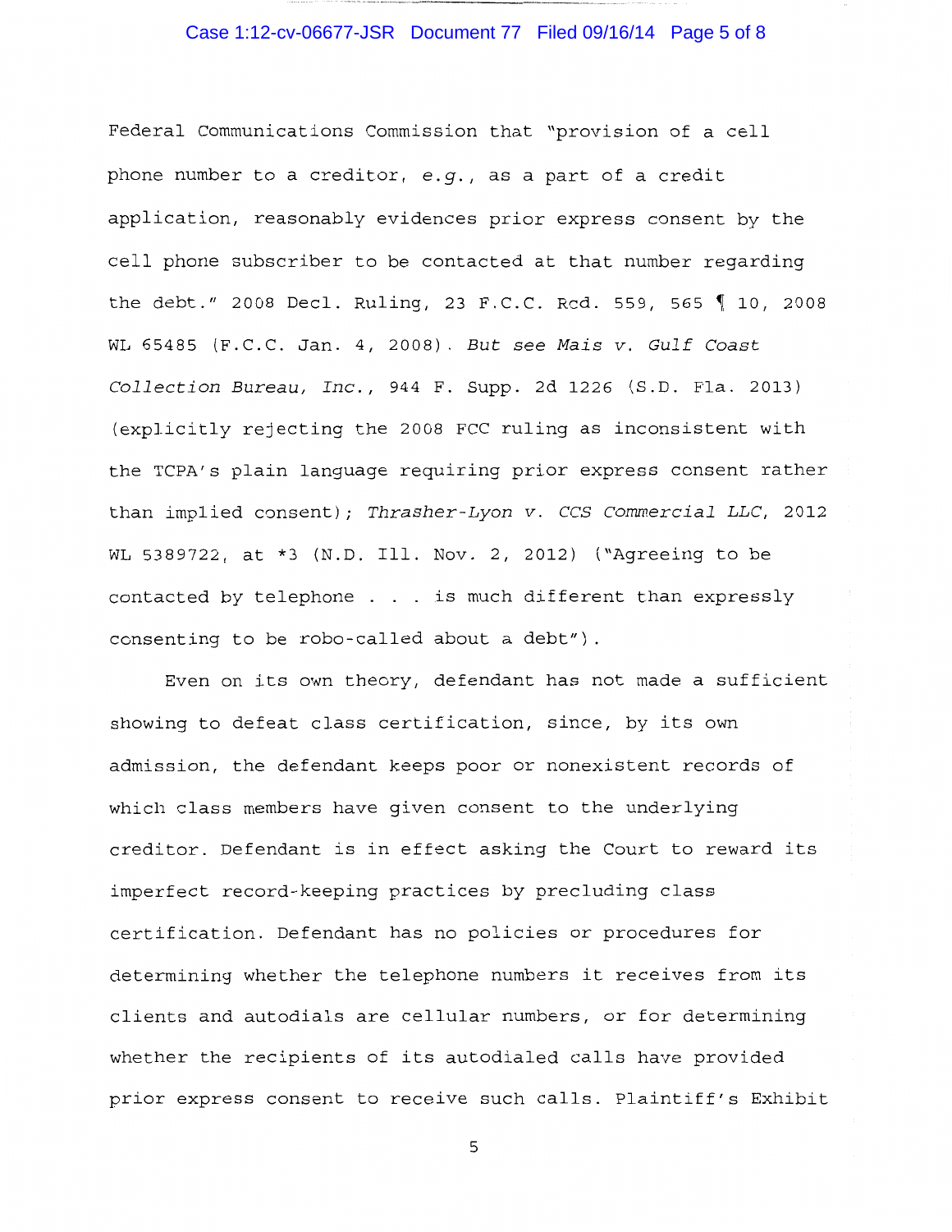Federal Communications Commission that "provision of a cell phone number to a creditor, *e.g.*, as a part of a credit application, reasonably evidences prior express consent by the cell phone subscriber to be contacted at that number regarding the debt." 2008 Decl. Ruling, 23 F.C.C. Rcd. 559, 565 ¶ 10, 2008 WL 65485 (F.C.C. Jan. 4, 2008). *But see Mais v. Gulf Coast Collection Bureau, Inc.*, 944 F. Supp. 2d 1226 (S.D. Fla. 2013) (explicitly rejecting the 2008 FCC ruling as inconsistent with the TCPA's plain language requiring prior express consent rather than implied consent); *Thrasher-Lyon v. CCS Commercial LLC*, 2012 WL 5389722, at *3 (N.D. Ill. Nov. 2, 2012) ("Agreeing to be contacted by telephone . . . is much different than expressly consenting to be robo-called about a debt").

Even on its own theory, defendant has not made a sufficient showing to defeat class certification, since, by its own admission, the defendant keeps poor or nonexistent records of which class members have given consent to the underlying creditor. Defendant is in effect asking the Court to reward its imperfect record-keeping practices by precluding class certification. Defendant has no policies or procedures for determining whether the telephone numbers it receives from its clients and autodials are cellular numbers, or for determining whether the recipients of its autodialed calls have provided prior express consent to receive such calls. Plaintiff's Exhibit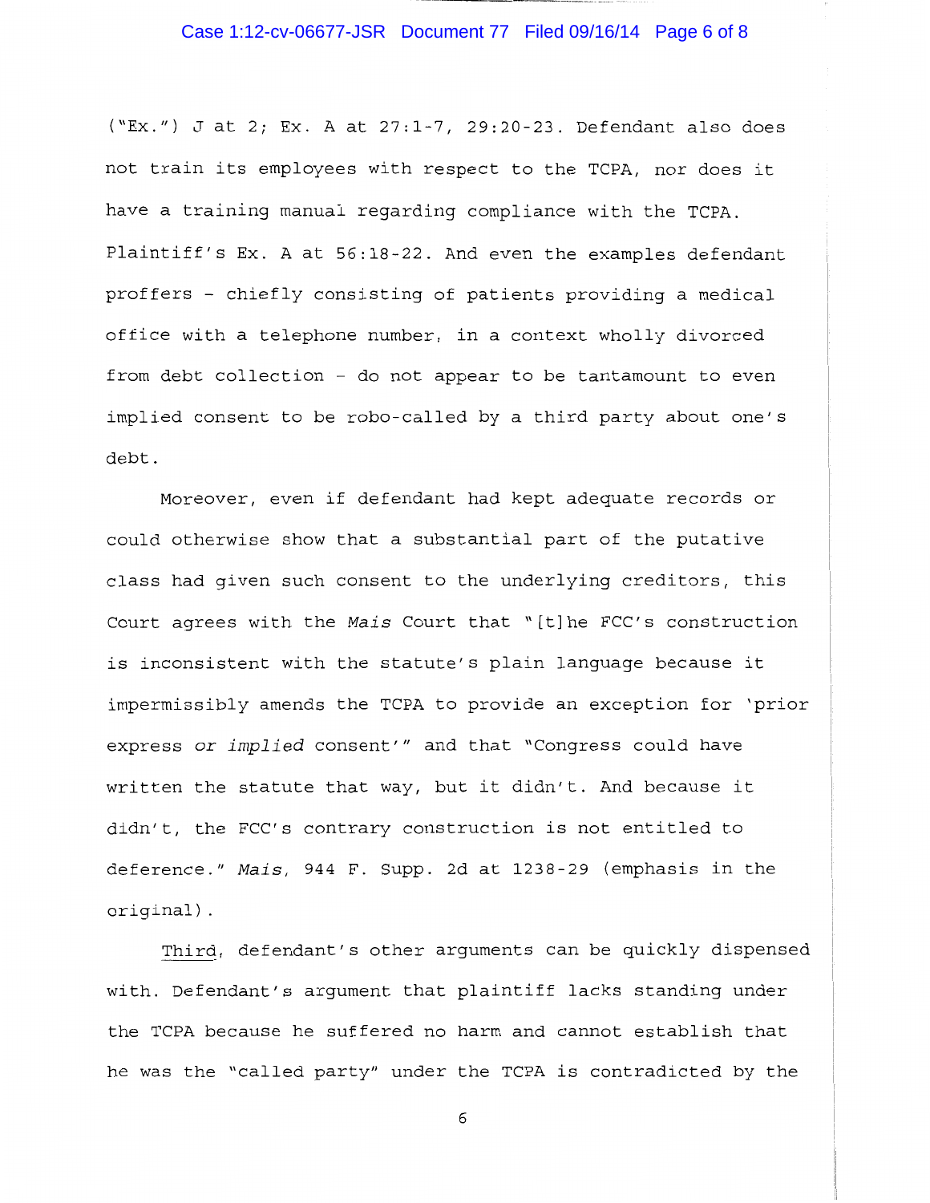("Ex.") J at 2; Ex. A at 27:1-7, 29:20-23. Defendant also does not train its employees with respect to the TCPA, nor does it have a training manual regarding compliance with the TCPA. Plaintiff's Ex. A at 56:18-22. And even the examples defendant proffers – chiefly consisting of patients providing a medical office with a telephone number, in a context wholly divorced from debt collection – do not appear to be tantamount to even implied consent to be robo-called by a third party about one's debt.

Moreover, even if defendant had kept adequate records or could otherwise show that a substantial part of the putative class had given such consent to the underlying creditors, this Court agrees with the *Mais* Court that "[t]he FCC's construction is inconsistent with the statute's plain language because it impermissibly amends the TCPA to provide an exception for 'prior express *or implied* consent'" and that "Congress could have written the statute that way, but it didn't. And because it didn't, the FCC's contrary construction is not entitled to deference." *Mais*, 944 F. Supp. 2d at 1238-29 (emphasis in the original).

<u>Third</u>, defendant's other arguments can be quickly dispensed with. Defendant's argument that plaintiff lacks standing under the TCPA because he suffered no harm and cannot establish that he was the "called party" under the TCPA is contradicted by the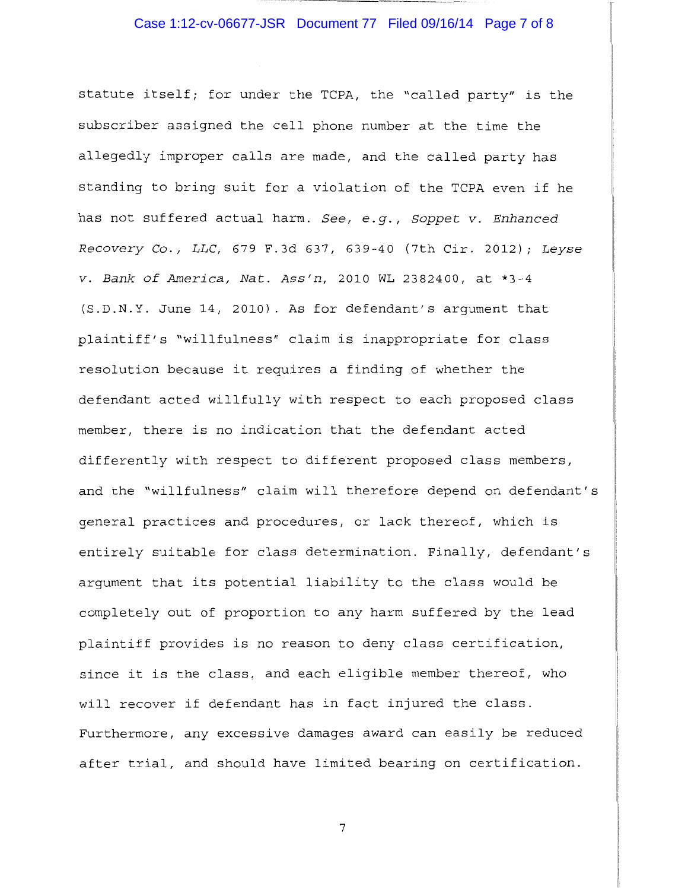statute itself; for under the TCPA, the "called party" is the subscriber assigned the cell phone number at the time the allegedly improper calls are made, and the called party has standing to bring suit for a violation of the TCPA even if he has not suffered actual harm. *See, e.g.*, *Soppet v. Enhanced Recovery Co., LLC*, 679 F.3d 637, 639-40 (7th Cir. 2012); *Leyse v. Bank of America, Nat. Ass'n*, 2010 WL 2382400, at *3-4 (S.D.N.Y. June 14, 2010). As for defendant's argument that plaintiff's "willfulness" claim is inappropriate for class resolution because it requires a finding of whether the defendant acted willfully with respect to each proposed class member, there is no indication that the defendant acted differently with respect to different proposed class members, and the "willfulness" claim will therefore depend on defendant's general practices and procedures, or lack thereof, which is entirely suitable for class determination. Finally, defendant's argument that its potential liability to the class would be completely out of proportion to any harm suffered by the lead plaintiff provides is no reason to deny class certification, since it is the class, and each eligible member thereof, who will recover if defendant has in fact injured the class. Furthermore, any excessive damages award can easily be reduced after trial, and should have limited bearing on certification.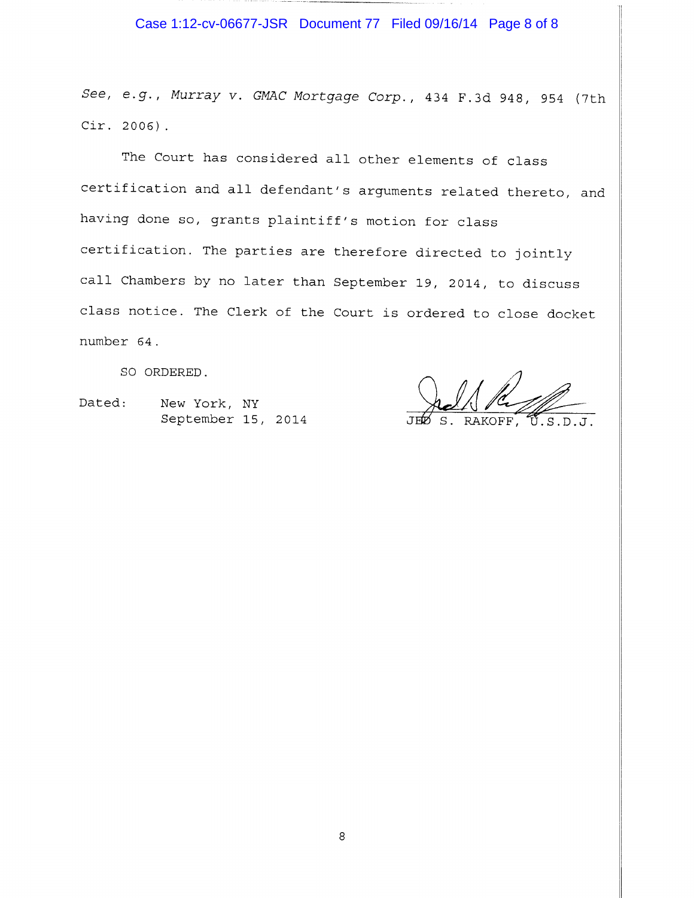*See, e.g., Murray v. GMAC Mortgage Corp.*, 434 F.3d 948, 954 (7th Cir. 2006).

The Court has considered all other elements of class certification and all defendant's arguments related thereto, and having done so, grants plaintiff's motion for class certification. The parties are therefore directed to jointly call Chambers by no later than September 19, 2014, to discuss class notice. The Clerk of the Court is ordered to close docket number 64.

SO ORDERED.

Dated: New York, NY
September 15, 2014

JED S. RAKOFF, U.S.D.J.